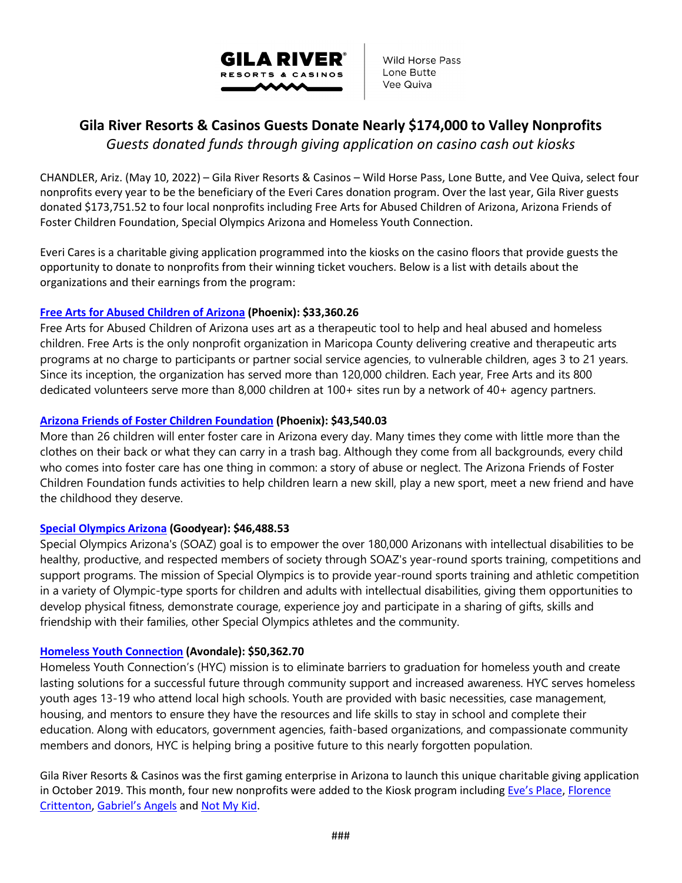GILA RIVER RESORTS & CASINOS

Wild Horse Pass
Lone Butte
Vee Quiva

# Gila River Resorts & Casinos Guests Donate Nearly $174,000 to Valley Nonprofits

*Guests donated funds through giving application on casino cash out kiosks*

CHANDLER, Ariz. (May 10, 2022) – Gila River Resorts & Casinos – Wild Horse Pass, Lone Butte, and Vee Quiva, select four nonprofits every year to be the beneficiary of the Everi Cares donation program. Over the last year, Gila River guests donated $173,751.52 to four local nonprofits including Free Arts for Abused Children of Arizona, Arizona Friends of Foster Children Foundation, Special Olympics Arizona and Homeless Youth Connection.

Everi Cares is a charitable giving application programmed into the kiosks on the casino floors that provide guests the opportunity to donate to nonprofits from their winning ticket vouchers. Below is a list with details about the organizations and their earnings from the program:

**Free Arts for Abused Children of Arizona (Phoenix): $33,360.26**

Free Arts for Abused Children of Arizona uses art as a therapeutic tool to help and heal abused and homeless children. Free Arts is the only nonprofit organization in Maricopa County delivering creative and therapeutic arts programs at no charge to participants or partner social service agencies, to vulnerable children, ages 3 to 21 years. Since its inception, the organization has served more than 120,000 children. Each year, Free Arts and its 800 dedicated volunteers serve more than 8,000 children at 100+ sites run by a network of 40+ agency partners.

**Arizona Friends of Foster Children Foundation (Phoenix): $43,540.03**

More than 26 children will enter foster care in Arizona every day. Many times they come with little more than the clothes on their back or what they can carry in a trash bag. Although they come from all backgrounds, every child who comes into foster care has one thing in common: a story of abuse or neglect. The Arizona Friends of Foster Children Foundation funds activities to help children learn a new skill, play a new sport, meet a new friend and have the childhood they deserve.

**Special Olympics Arizona (Goodyear): $46,488.53**

Special Olympics Arizona's (SOAZ) goal is to empower the over 180,000 Arizonans with intellectual disabilities to be healthy, productive, and respected members of society through SOAZ's year-round sports training, competitions and support programs. The mission of Special Olympics is to provide year-round sports training and athletic competition in a variety of Olympic-type sports for children and adults with intellectual disabilities, giving them opportunities to develop physical fitness, demonstrate courage, experience joy and participate in a sharing of gifts, skills and friendship with their families, other Special Olympics athletes and the community.

**Homeless Youth Connection (Avondale): $50,362.70**

Homeless Youth Connection's (HYC) mission is to eliminate barriers to graduation for homeless youth and create lasting solutions for a successful future through community support and increased awareness. HYC serves homeless youth ages 13-19 who attend local high schools. Youth are provided with basic necessities, case management, housing, and mentors to ensure they have the resources and life skills to stay in school and complete their education. Along with educators, government agencies, faith-based organizations, and compassionate community members and donors, HYC is helping bring a positive future to this nearly forgotten population.

Gila River Resorts & Casinos was the first gaming enterprise in Arizona to launch this unique charitable giving application in October 2019. This month, four new nonprofits were added to the Kiosk program including Eve's Place, Florence Crittenton, Gabriel's Angels and Not My Kid.

###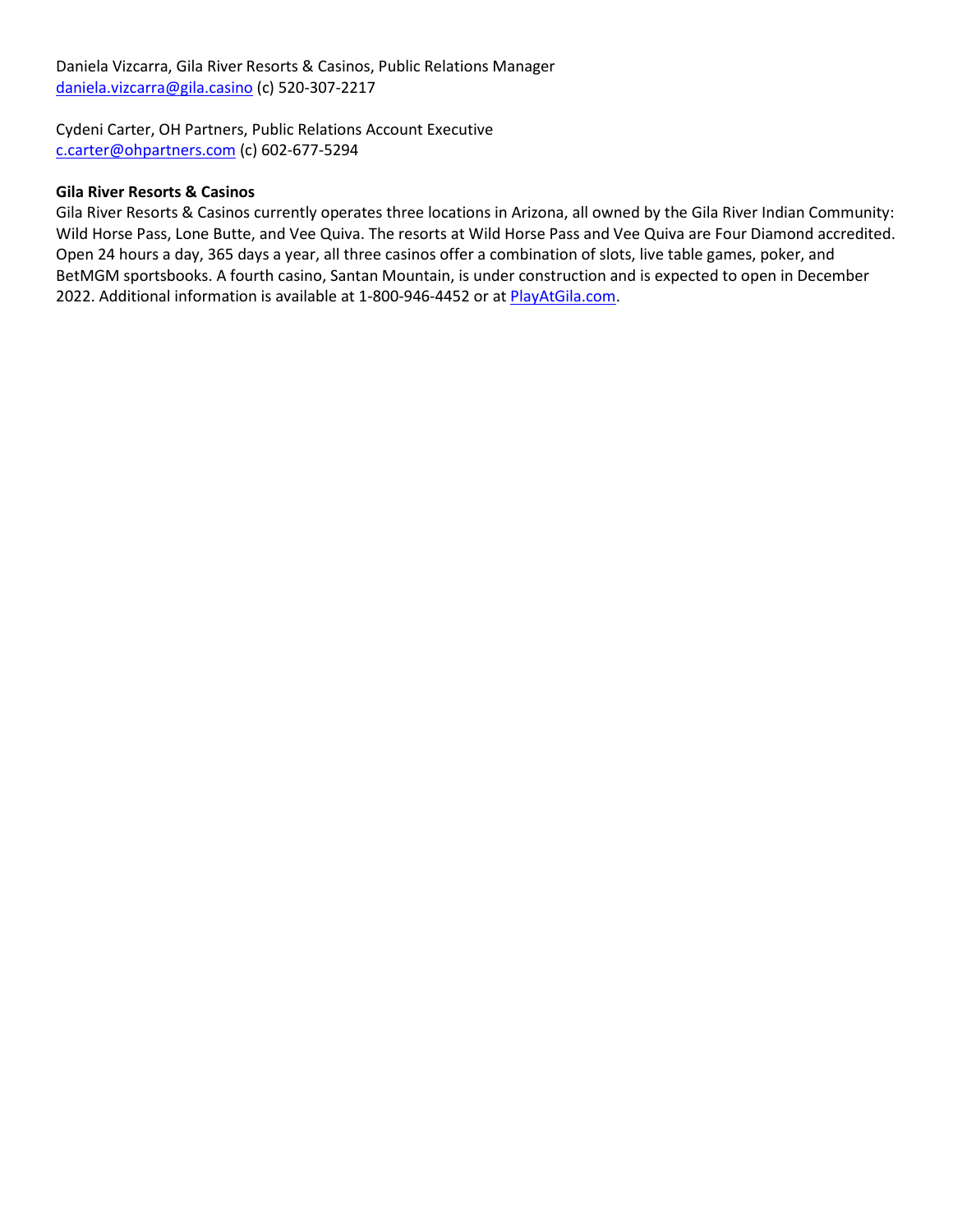Daniela Vizcarra, Gila River Resorts & Casinos, Public Relations Manager
daniela.vizcarra@gila.casino (c) 520-307-2217

Cydeni Carter, OH Partners, Public Relations Account Executive
c.carter@ohpartners.com (c) 602-677-5294

**Gila River Resorts & Casinos**

Gila River Resorts & Casinos currently operates three locations in Arizona, all owned by the Gila River Indian Community: Wild Horse Pass, Lone Butte, and Vee Quiva. The resorts at Wild Horse Pass and Vee Quiva are Four Diamond accredited. Open 24 hours a day, 365 days a year, all three casinos offer a combination of slots, live table games, poker, and BetMGM sportsbooks. A fourth casino, Santan Mountain, is under construction and is expected to open in December 2022. Additional information is available at 1-800-946-4452 or at PlayAtGila.com.